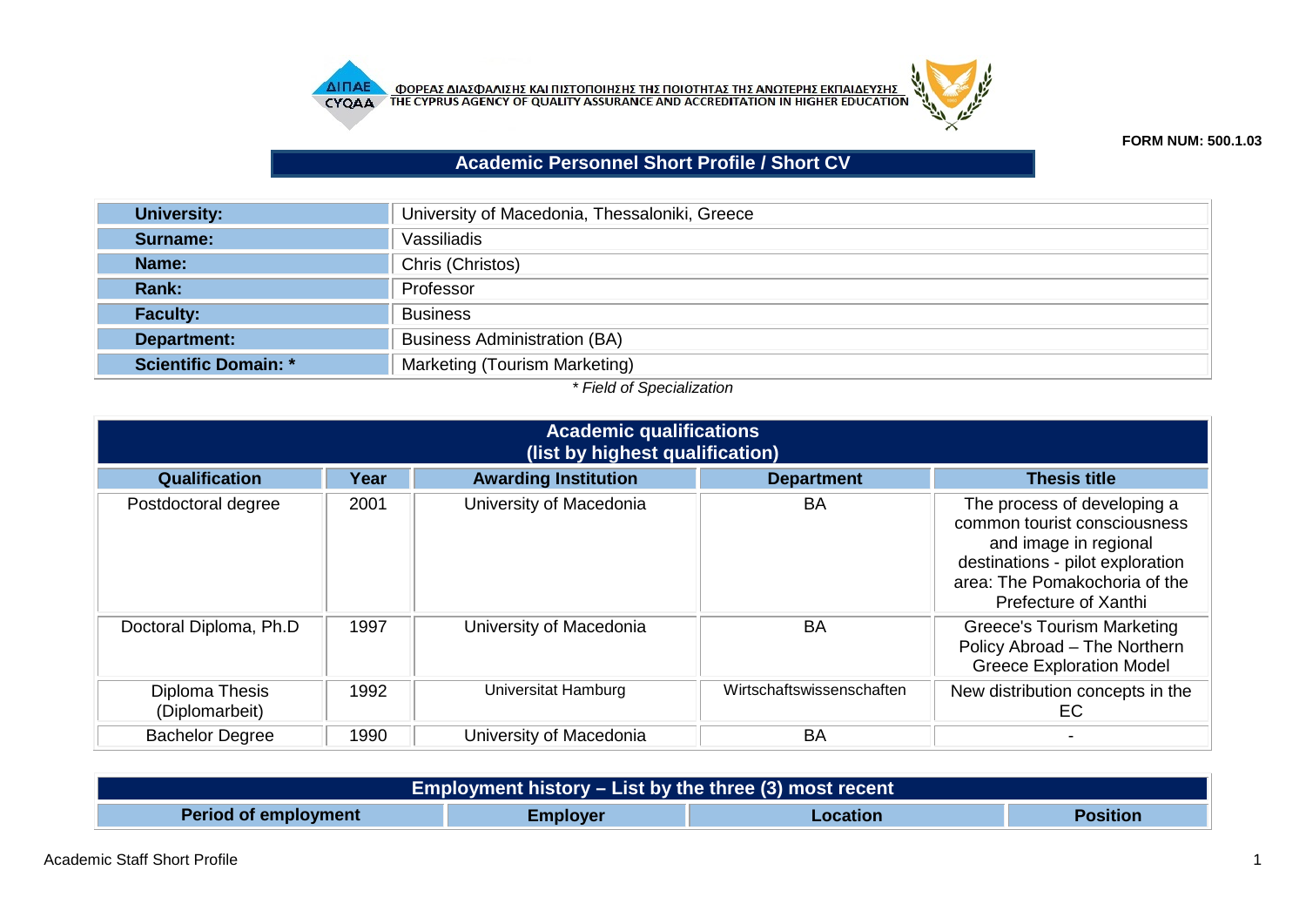ΦΟΡΕΑΣ ΔΙΑΣΦΑΛΙΣΗΣ ΚΑΙ ΠΙΣΤΟΠΟΙΗΣΗΣ ΤΗΣ ΠΟΙΟΤΗΤΑΣ ΤΗΣ ΑΝΩΤΕΡΗΣ ΕΚΠΑΙΔΕΥΣΗΣ
THE CYPRUS AGENCY OF QUALITY ASSURANCE AND ACCREDITATION IN HIGHER EDUCATION

**FORM NUM: 500.1.03**

# Academic Personnel Short Profile / Short CV

| | |
|---|---|
| **University:** | University of Macedonia, Thessaloniki, Greece |
| **Surname:** | Vassiliadis |
| **Name:** | Chris (Christos) |
| **Rank:** | Professor |
| **Faculty:** | Business |
| **Department:** | Business Administration (BA) |
| **Scientific Domain: *** | Marketing (Tourism Marketing) |

*\* Field of Specialization*

## Academic qualifications (list by highest qualification)

| Qualification | Year | Awarding Institution | Department | Thesis title |
|---|---|---|---|---|
| Postdoctoral degree | 2001 | University of Macedonia | BA | The process of developing a common tourist consciousness and image in regional destinations - pilot exploration area: The Pomakochoria of the Prefecture of Xanthi |
| Doctoral Diploma, Ph.D | 1997 | University of Macedonia | BA | Greece's Tourism Marketing Policy Abroad – The Northern Greece Exploration Model |
| Diploma Thesis (Diplomarbeit) | 1992 | Universitat Hamburg | Wirtschaftswissenschaften | New distribution concepts in the EC |
| Bachelor Degree | 1990 | University of Macedonia | BA | - |

## Employment history – List by the three (3) most recent

| Period of employment | Employer | Location | Position |
|---|---|---|---|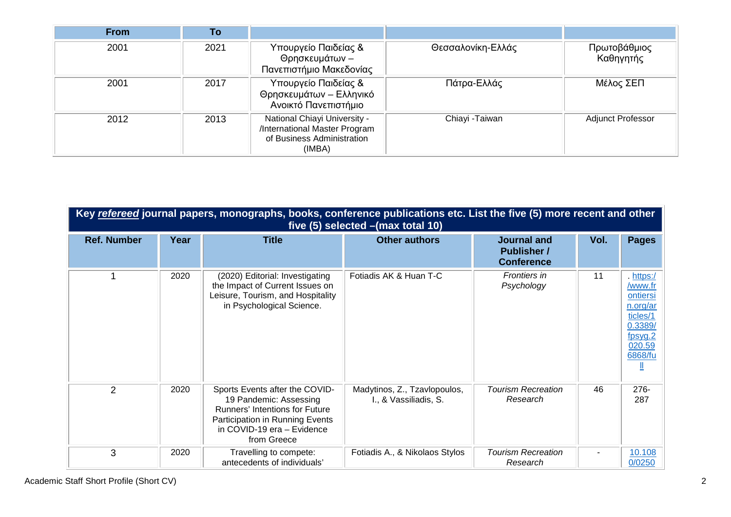| From | To | | | |
|---|---|---|---|---|
| 2001 | 2021 | Υπουργείο Παιδείας & Θρησκευμάτων – Πανεπιστήμιο Μακεδονίας | Θεσσαλονίκη-Ελλάς | Πρωτοβάθμιος Καθηγητής |
| 2001 | 2017 | Υπουργείο Παιδείας & Θρησκευμάτων – Ελληνικό Ανοικτό Πανεπιστήμιο | Πάτρα-Ελλάς | Μέλος ΣΕΠ |
| 2012 | 2013 | National Chiayi University - /International Master Program of Business Administration (IMBA) | Chiayi -Taiwan | Adjunct Professor |

| Key *refereed* journal papers, monographs, books, conference publications etc. List the five (5) more recent and other five (5) selected –(max total 10) | | | | | | |
|---|---|---|---|---|---|---|
| **Ref. Number** | **Year** | **Title** | **Other authors** | **Journal and Publisher / Conference** | **Vol.** | **Pages** |
| 1 | 2020 | (2020) Editorial: Investigating the Impact of Current Issues on Leisure, Tourism, and Hospitality in Psychological Science. | Fotiadis AK & Huan T-C | *Frontiers in Psychology* | 11 | . https://www.frontiersin.org/articles/10.3389/fpsyg.2020.596868/full |
| 2 | 2020 | Sports Events after the COVID-19 Pandemic: Assessing Runners' Intentions for Future Participation in Running Events in COVID-19 era – Evidence from Greece | Madytinos, Z., Tzavlopoulos, I., & Vassiliadis, S. | *Tourism Recreation Research* | 46 | 276-287 |
| 3 | 2020 | Travelling to compete: antecedents of individuals' | Fotiadis A., & Nikolaos Stylos | *Tourism Recreation Research* | - | 10.1080/0250 |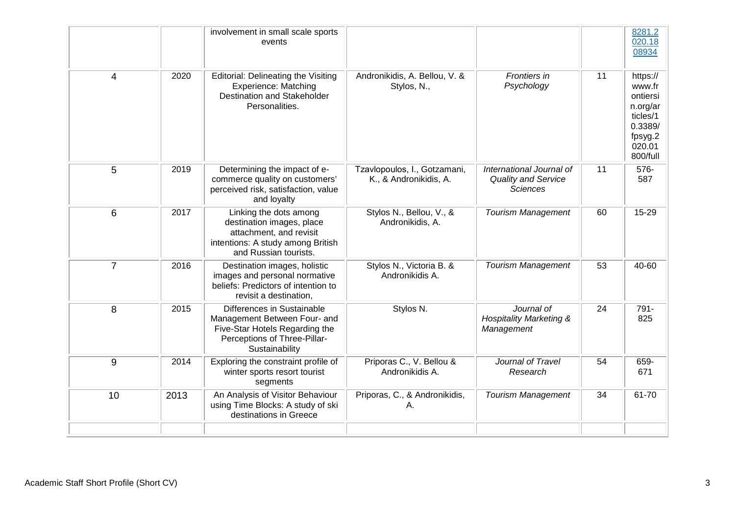| | | | | | | |
|---|---|---|---|---|---|---|
| | | involvement in small scale sports events | | | | 8281.2020.1808934 |
| 4 | 2020 | Editorial: Delineating the Visiting Experience: Matching Destination and Stakeholder Personalities. | Andronikidis, A. Bellou, V. & Stylos, N., | *Frontiers in Psychology* | 11 | https://www.frontiersin.org/articles/10.3389/fpsyg.2020.01800/full |
| 5 | 2019 | Determining the impact of e-commerce quality on customers' perceived risk, satisfaction, value and loyalty | Tzavlopoulos, I., Gotzamani, K., & Andronikidis, A. | *International Journal of Quality and Service Sciences* | 11 | 576-587 |
| 6 | 2017 | Linking the dots among destination images, place attachment, and revisit intentions: A study among British and Russian tourists. | Stylos N., Bellou, V., & Andronikidis, A. | *Tourism Management* | 60 | 15-29 |
| 7 | 2016 | Destination images, holistic images and personal normative beliefs: Predictors of intention to revisit a destination, | Stylos N., Victoria B. & Andronikidis A. | *Tourism Management* | 53 | 40-60 |
| 8 | 2015 | Differences in Sustainable Management Between Four- and Five-Star Hotels Regarding the Perceptions of Three-Pillar-Sustainability | Stylos N. | *Journal of Hospitality Marketing & Management* | 24 | 791-825 |
| 9 | 2014 | Exploring the constraint profile of winter sports resort tourist segments | Priporas C., V. Bellou & Andronikidis A. | *Journal of Travel Research* | 54 | 659-671 |
| 10 | 2013 | An Analysis of Visitor Behaviour using Time Blocks: A study of ski destinations in Greece | Priporas, C., & Andronikidis, A. | *Tourism Management* | 34 | 61-70 |
| | | | | | | |